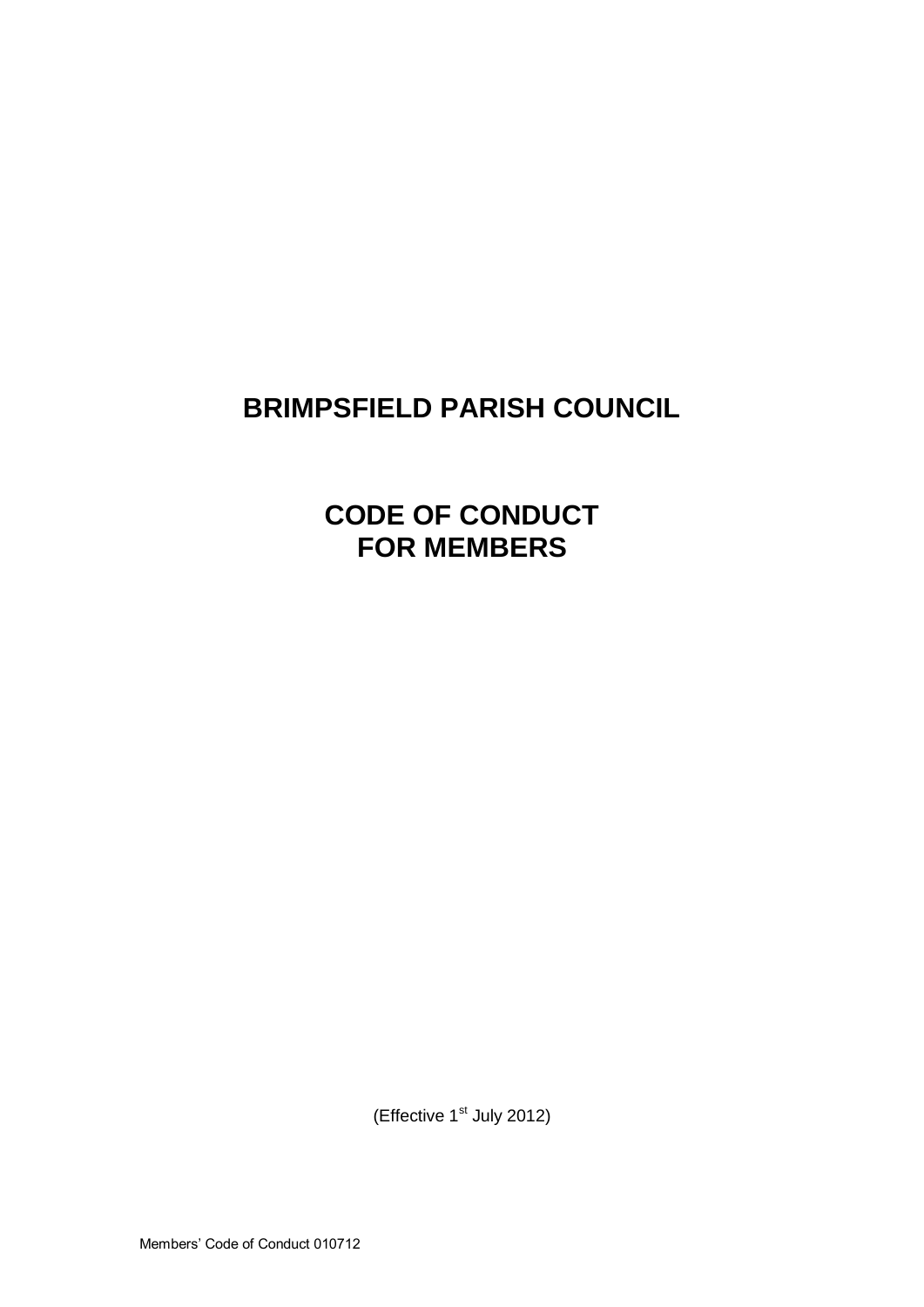# BRIMPSFIELD PARISH COUNCIL

# CODE OF CONDUCT FOR MEMBERS

(Effective 1st July 2012)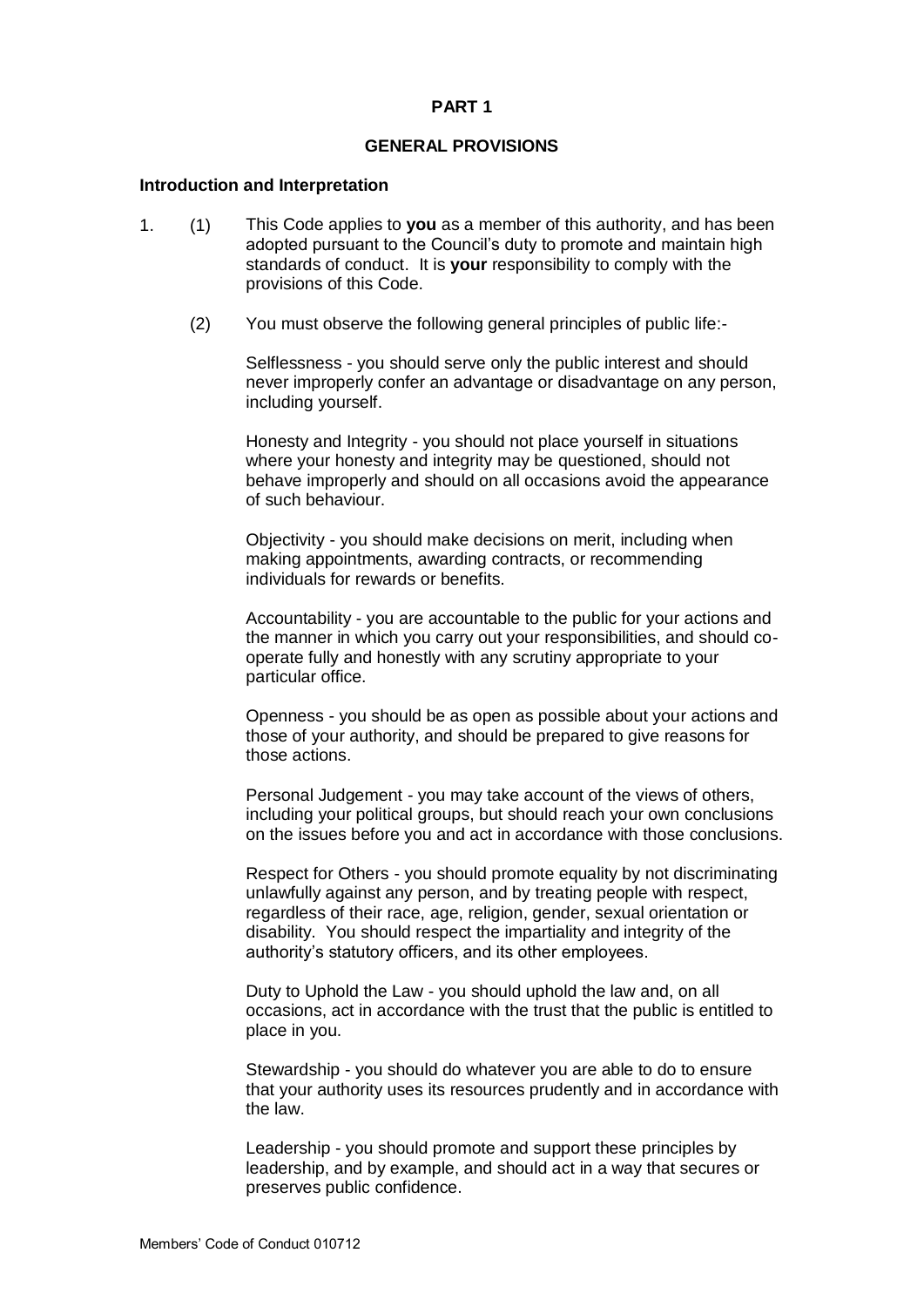**PART 1**

**GENERAL PROVISIONS**

**Introduction and Interpretation**

1. (1) This Code applies to **you** as a member of this authority, and has been adopted pursuant to the Council's duty to promote and maintain high standards of conduct. It is **your** responsibility to comply with the provisions of this Code.

   (2) You must observe the following general principles of public life:-

   Selflessness - you should serve only the public interest and should never improperly confer an advantage or disadvantage on any person, including yourself.

   Honesty and Integrity - you should not place yourself in situations where your honesty and integrity may be questioned, should not behave improperly and should on all occasions avoid the appearance of such behaviour.

   Objectivity - you should make decisions on merit, including when making appointments, awarding contracts, or recommending individuals for rewards or benefits.

   Accountability - you are accountable to the public for your actions and the manner in which you carry out your responsibilities, and should co-operate fully and honestly with any scrutiny appropriate to your particular office.

   Openness - you should be as open as possible about your actions and those of your authority, and should be prepared to give reasons for those actions.

   Personal Judgement - you may take account of the views of others, including your political groups, but should reach your own conclusions on the issues before you and act in accordance with those conclusions.

   Respect for Others - you should promote equality by not discriminating unlawfully against any person, and by treating people with respect, regardless of their race, age, religion, gender, sexual orientation or disability. You should respect the impartiality and integrity of the authority's statutory officers, and its other employees.

   Duty to Uphold the Law - you should uphold the law and, on all occasions, act in accordance with the trust that the public is entitled to place in you.

   Stewardship - you should do whatever you are able to do to ensure that your authority uses its resources prudently and in accordance with the law.

   Leadership - you should promote and support these principles by leadership, and by example, and should act in a way that secures or preserves public confidence.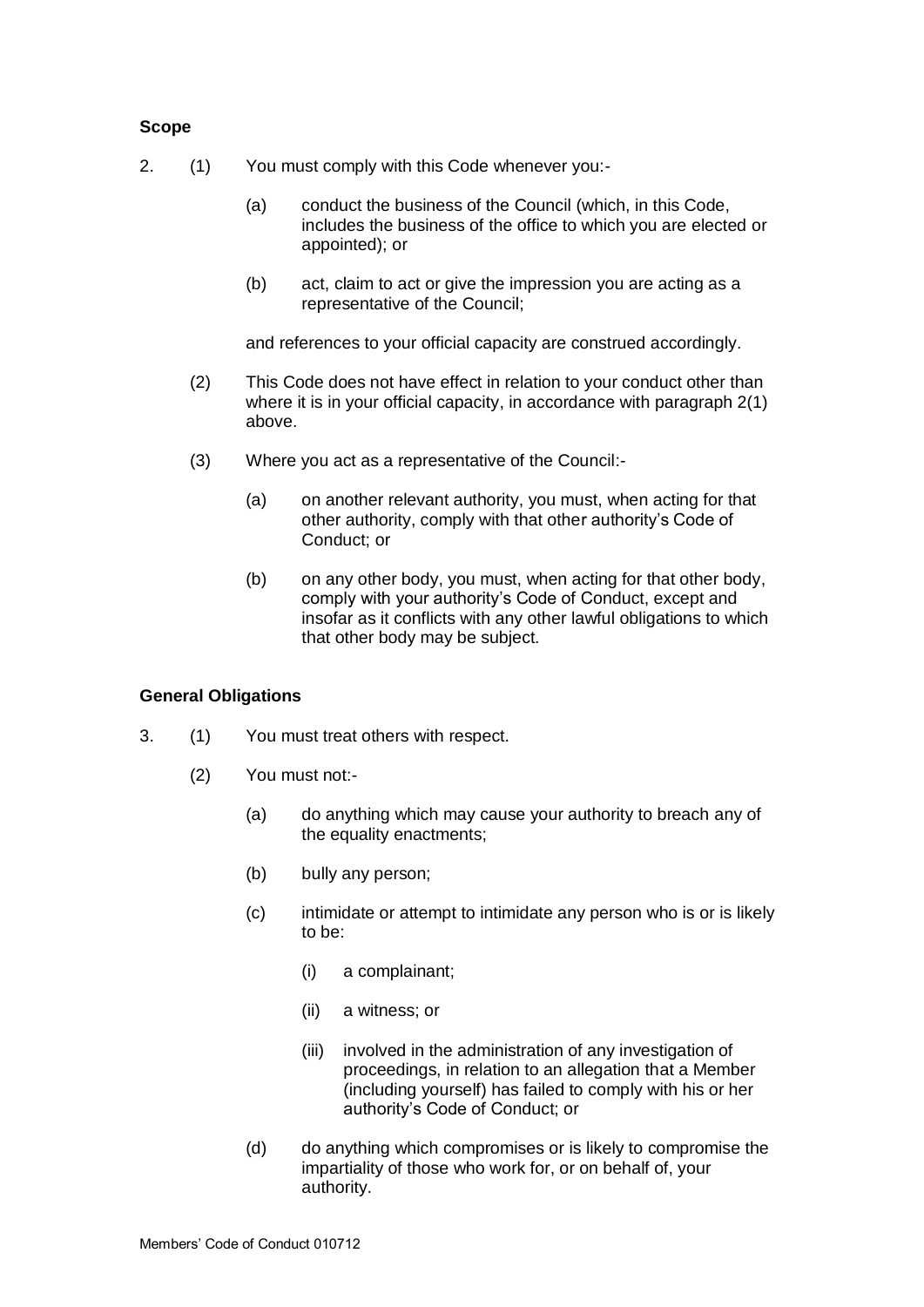### Scope

2. (1) You must comply with this Code whenever you:-

   (a) conduct the business of the Council (which, in this Code, includes the business of the office to which you are elected or appointed); or

   (b) act, claim to act or give the impression you are acting as a representative of the Council;

   and references to your official capacity are construed accordingly.

   (2) This Code does not have effect in relation to your conduct other than where it is in your official capacity, in accordance with paragraph 2(1) above.

   (3) Where you act as a representative of the Council:-

   (a) on another relevant authority, you must, when acting for that other authority, comply with that other authority's Code of Conduct; or

   (b) on any other body, you must, when acting for that other body, comply with your authority's Code of Conduct, except and insofar as it conflicts with any other lawful obligations to which that other body may be subject.

### General Obligations

3. (1) You must treat others with respect.

   (2) You must not:-

   (a) do anything which may cause your authority to breach any of the equality enactments;

   (b) bully any person;

   (c) intimidate or attempt to intimidate any person who is or is likely to be:

      (i) a complainant;

      (ii) a witness; or

      (iii) involved in the administration of any investigation of proceedings, in relation to an allegation that a Member (including yourself) has failed to comply with his or her authority's Code of Conduct; or

   (d) do anything which compromises or is likely to compromise the impartiality of those who work for, or on behalf of, your authority.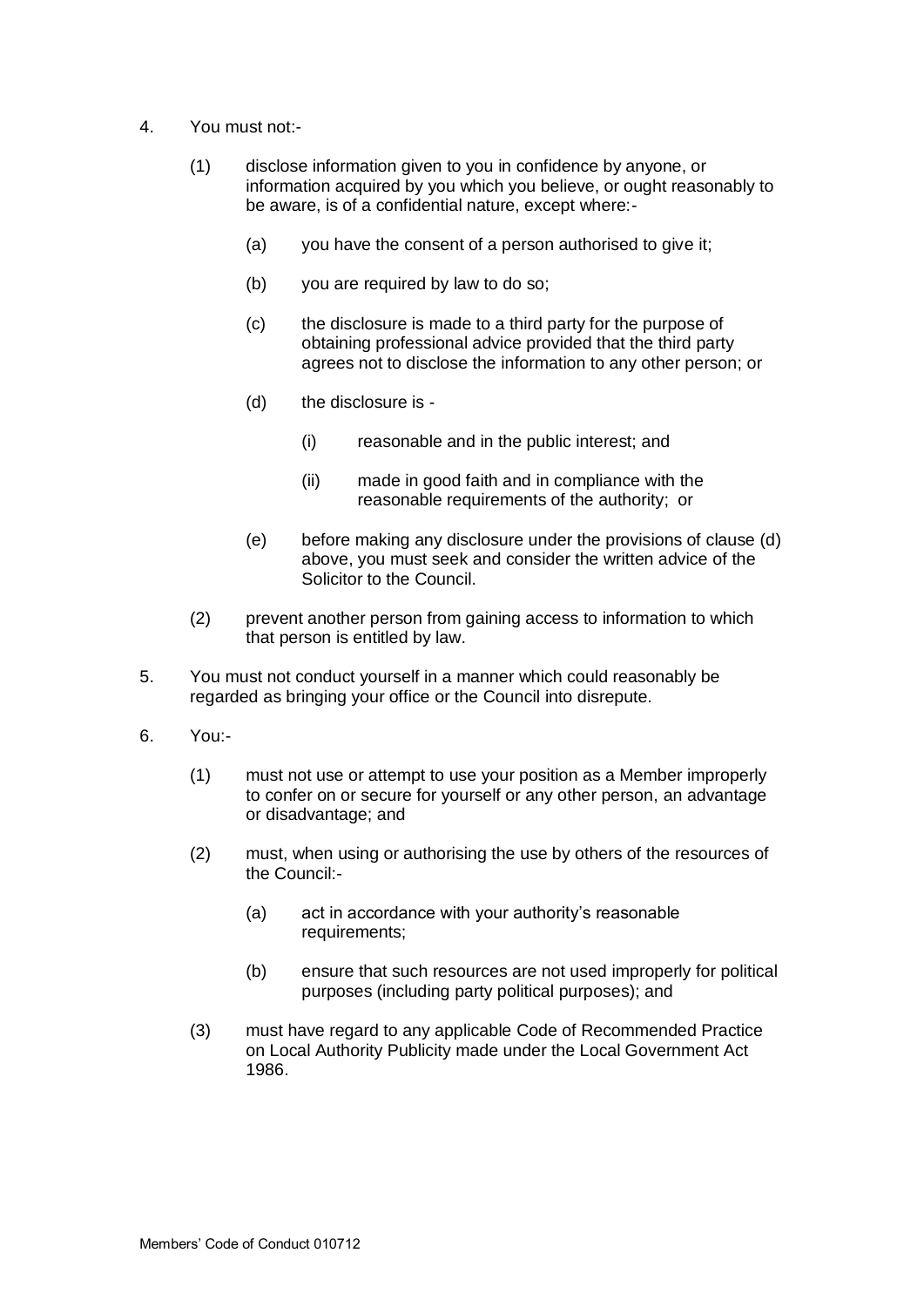4. You must not:-

   (1) disclose information given to you in confidence by anyone, or information acquired by you which you believe, or ought reasonably to be aware, is of a confidential nature, except where:-

      (a) you have the consent of a person authorised to give it;

      (b) you are required by law to do so;

      (c) the disclosure is made to a third party for the purpose of obtaining professional advice provided that the third party agrees not to disclose the information to any other person; or

      (d) the disclosure is -

         (i) reasonable and in the public interest; and

         (ii) made in good faith and in compliance with the reasonable requirements of the authority; or

      (e) before making any disclosure under the provisions of clause (d) above, you must seek and consider the written advice of the Solicitor to the Council.

   (2) prevent another person from gaining access to information to which that person is entitled by law.

5. You must not conduct yourself in a manner which could reasonably be regarded as bringing your office or the Council into disrepute.

6. You:-

   (1) must not use or attempt to use your position as a Member improperly to confer on or secure for yourself or any other person, an advantage or disadvantage; and

   (2) must, when using or authorising the use by others of the resources of the Council:-

      (a) act in accordance with your authority's reasonable requirements;

      (b) ensure that such resources are not used improperly for political purposes (including party political purposes); and

   (3) must have regard to any applicable Code of Recommended Practice on Local Authority Publicity made under the Local Government Act 1986.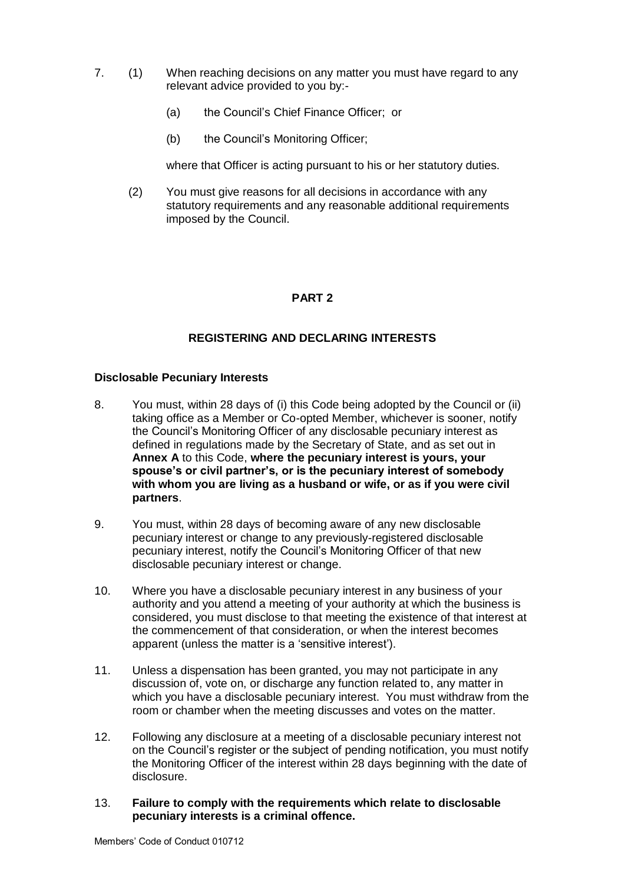7. (1) When reaching decisions on any matter you must have regard to any relevant advice provided to you by:-

   (a) the Council's Chief Finance Officer; or

   (b) the Council's Monitoring Officer;

   where that Officer is acting pursuant to his or her statutory duties.

   (2) You must give reasons for all decisions in accordance with any statutory requirements and any reasonable additional requirements imposed by the Council.

## PART 2

## REGISTERING AND DECLARING INTERESTS

### Disclosable Pecuniary Interests

8. You must, within 28 days of (i) this Code being adopted by the Council or (ii) taking office as a Member or Co-opted Member, whichever is sooner, notify the Council's Monitoring Officer of any disclosable pecuniary interest as defined in regulations made by the Secretary of State, and as set out in **Annex A** to this Code, **where the pecuniary interest is yours, your spouse's or civil partner's, or is the pecuniary interest of somebody with whom you are living as a husband or wife, or as if you were civil partners**.

9. You must, within 28 days of becoming aware of any new disclosable pecuniary interest or change to any previously-registered disclosable pecuniary interest, notify the Council's Monitoring Officer of that new disclosable pecuniary interest or change.

10. Where you have a disclosable pecuniary interest in any business of your authority and you attend a meeting of your authority at which the business is considered, you must disclose to that meeting the existence of that interest at the commencement of that consideration, or when the interest becomes apparent (unless the matter is a 'sensitive interest').

11. Unless a dispensation has been granted, you may not participate in any discussion of, vote on, or discharge any function related to, any matter in which you have a disclosable pecuniary interest. You must withdraw from the room or chamber when the meeting discusses and votes on the matter.

12. Following any disclosure at a meeting of a disclosable pecuniary interest not on the Council's register or the subject of pending notification, you must notify the Monitoring Officer of the interest within 28 days beginning with the date of disclosure.

13. **Failure to comply with the requirements which relate to disclosable pecuniary interests is a criminal offence.**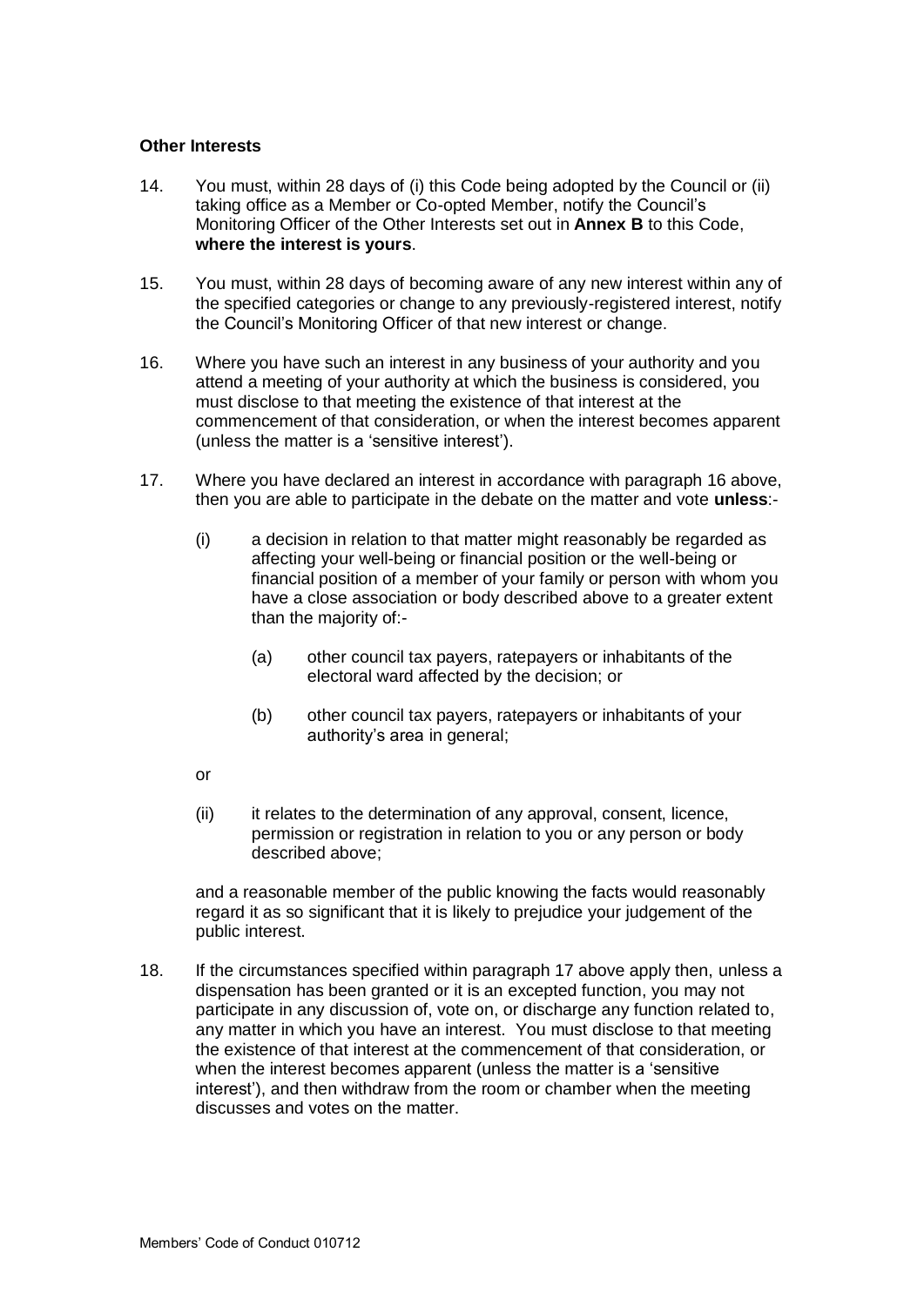**Other Interests**

14. You must, within 28 days of (i) this Code being adopted by the Council or (ii) taking office as a Member or Co-opted Member, notify the Council's Monitoring Officer of the Other Interests set out in **Annex B** to this Code, **where the interest is yours**.

15. You must, within 28 days of becoming aware of any new interest within any of the specified categories or change to any previously-registered interest, notify the Council's Monitoring Officer of that new interest or change.

16. Where you have such an interest in any business of your authority and you attend a meeting of your authority at which the business is considered, you must disclose to that meeting the existence of that interest at the commencement of that consideration, or when the interest becomes apparent (unless the matter is a 'sensitive interest').

17. Where you have declared an interest in accordance with paragraph 16 above, then you are able to participate in the debate on the matter and vote **unless**:-

    (i) a decision in relation to that matter might reasonably be regarded as affecting your well-being or financial position or the well-being or financial position of a member of your family or person with whom you have a close association or body described above to a greater extent than the majority of:-

        (a) other council tax payers, ratepayers or inhabitants of the electoral ward affected by the decision; or

        (b) other council tax payers, ratepayers or inhabitants of your authority's area in general;

    or

    (ii) it relates to the determination of any approval, consent, licence, permission or registration in relation to you or any person or body described above;

    and a reasonable member of the public knowing the facts would reasonably regard it as so significant that it is likely to prejudice your judgement of the public interest.

18. If the circumstances specified within paragraph 17 above apply then, unless a dispensation has been granted or it is an excepted function, you may not participate in any discussion of, vote on, or discharge any function related to, any matter in which you have an interest. You must disclose to that meeting the existence of that interest at the commencement of that consideration, or when the interest becomes apparent (unless the matter is a 'sensitive interest'), and then withdraw from the room or chamber when the meeting discusses and votes on the matter.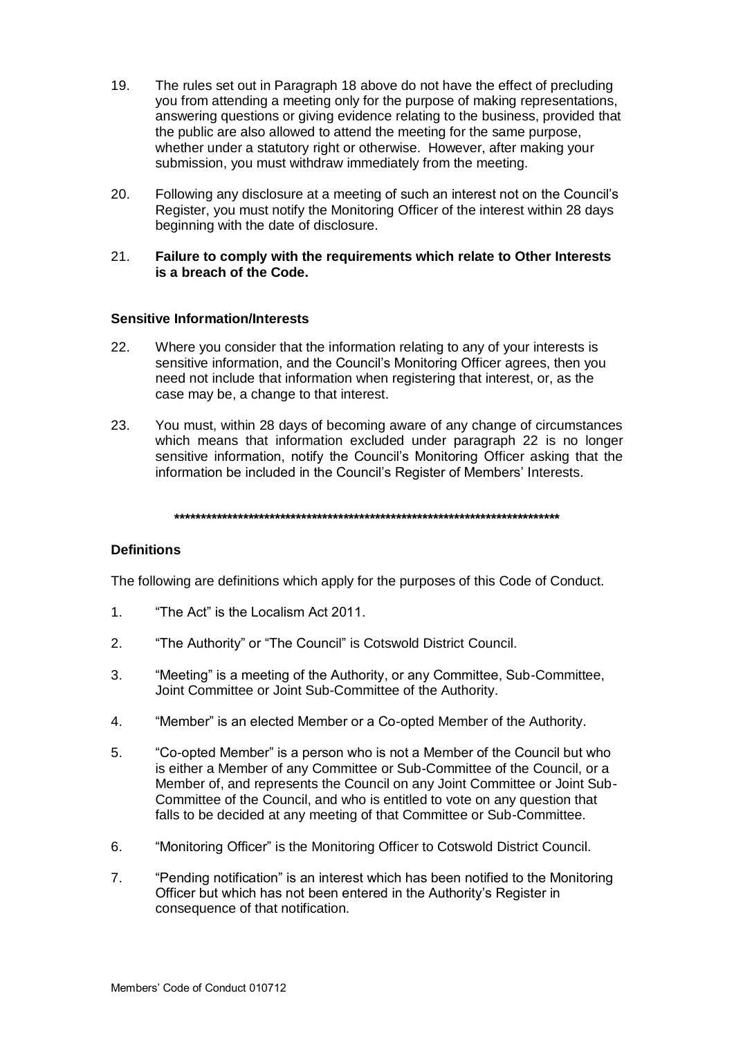19. The rules set out in Paragraph 18 above do not have the effect of precluding you from attending a meeting only for the purpose of making representations, answering questions or giving evidence relating to the business, provided that the public are also allowed to attend the meeting for the same purpose, whether under a statutory right or otherwise. However, after making your submission, you must withdraw immediately from the meeting.

20. Following any disclosure at a meeting of such an interest not on the Council's Register, you must notify the Monitoring Officer of the interest within 28 days beginning with the date of disclosure.

21. **Failure to comply with the requirements which relate to Other Interests is a breach of the Code.**

**Sensitive Information/Interests**

22. Where you consider that the information relating to any of your interests is sensitive information, and the Council's Monitoring Officer agrees, then you need not include that information when registering that interest, or, as the case may be, a change to that interest.

23. You must, within 28 days of becoming aware of any change of circumstances which means that information excluded under paragraph 22 is no longer sensitive information, notify the Council's Monitoring Officer asking that the information be included in the Council's Register of Members' Interests.

**************************************************************************

**Definitions**

The following are definitions which apply for the purposes of this Code of Conduct.

1. "The Act" is the Localism Act 2011.

2. "The Authority" or "The Council" is Cotswold District Council.

3. "Meeting" is a meeting of the Authority, or any Committee, Sub-Committee, Joint Committee or Joint Sub-Committee of the Authority.

4. "Member" is an elected Member or a Co-opted Member of the Authority.

5. "Co-opted Member" is a person who is not a Member of the Council but who is either a Member of any Committee or Sub-Committee of the Council, or a Member of, and represents the Council on any Joint Committee or Joint Sub-Committee of the Council, and who is entitled to vote on any question that falls to be decided at any meeting of that Committee or Sub-Committee.

6. "Monitoring Officer" is the Monitoring Officer to Cotswold District Council.

7. "Pending notification" is an interest which has been notified to the Monitoring Officer but which has not been entered in the Authority's Register in consequence of that notification.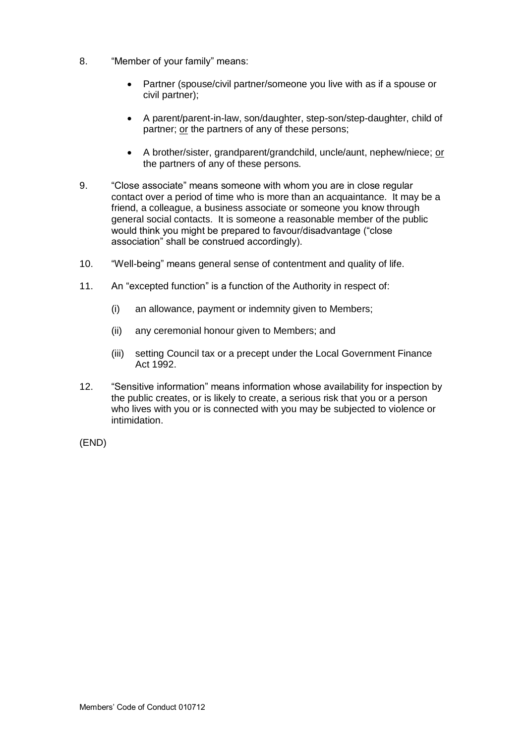8. "Member of your family" means:

   - Partner (spouse/civil partner/someone you live with as if a spouse or civil partner);

   - A parent/parent-in-law, son/daughter, step-son/step-daughter, child of partner; <u>or</u> the partners of any of these persons;

   - A brother/sister, grandparent/grandchild, uncle/aunt, nephew/niece; <u>or</u> the partners of any of these persons.

9. "Close associate" means someone with whom you are in close regular contact over a period of time who is more than an acquaintance. It may be a friend, a colleague, a business associate or someone you know through general social contacts. It is someone a reasonable member of the public would think you might be prepared to favour/disadvantage ("close association" shall be construed accordingly).

10. "Well-being" means general sense of contentment and quality of life.

11. An "excepted function" is a function of the Authority in respect of:

    (i) an allowance, payment or indemnity given to Members;

    (ii) any ceremonial honour given to Members; and

    (iii) setting Council tax or a precept under the Local Government Finance Act 1992.

12. "Sensitive information" means information whose availability for inspection by the public creates, or is likely to create, a serious risk that you or a person who lives with you or is connected with you may be subjected to violence or intimidation.

(END)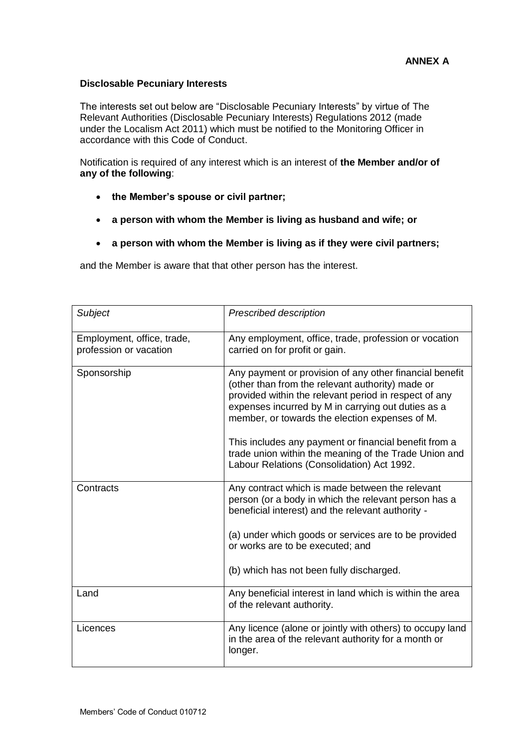**ANNEX A**

**Disclosable Pecuniary Interests**

The interests set out below are "Disclosable Pecuniary Interests" by virtue of The Relevant Authorities (Disclosable Pecuniary Interests) Regulations 2012 (made under the Localism Act 2011) which must be notified to the Monitoring Officer in accordance with this Code of Conduct.

Notification is required of any interest which is an interest of **the Member and/or of any of the following**:

- **the Member's spouse or civil partner;**
- **a person with whom the Member is living as husband and wife; or**
- **a person with whom the Member is living as if they were civil partners;**

and the Member is aware that that other person has the interest.

| *Subject* | *Prescribed description* |
| --- | --- |
| Employment, office, trade, profession or vocation | Any employment, office, trade, profession or vocation carried on for profit or gain. |
| Sponsorship | Any payment or provision of any other financial benefit (other than from the relevant authority) made or provided within the relevant period in respect of any expenses incurred by M in carrying out duties as a member, or towards the election expenses of M.<br><br>This includes any payment or financial benefit from a trade union within the meaning of the Trade Union and Labour Relations (Consolidation) Act 1992. |
| Contracts | Any contract which is made between the relevant person (or a body in which the relevant person has a beneficial interest) and the relevant authority -<br><br>(a) under which goods or services are to be provided or works are to be executed; and<br><br>(b) which has not been fully discharged. |
| Land | Any beneficial interest in land which is within the area of the relevant authority. |
| Licences | Any licence (alone or jointly with others) to occupy land in the area of the relevant authority for a month or longer. |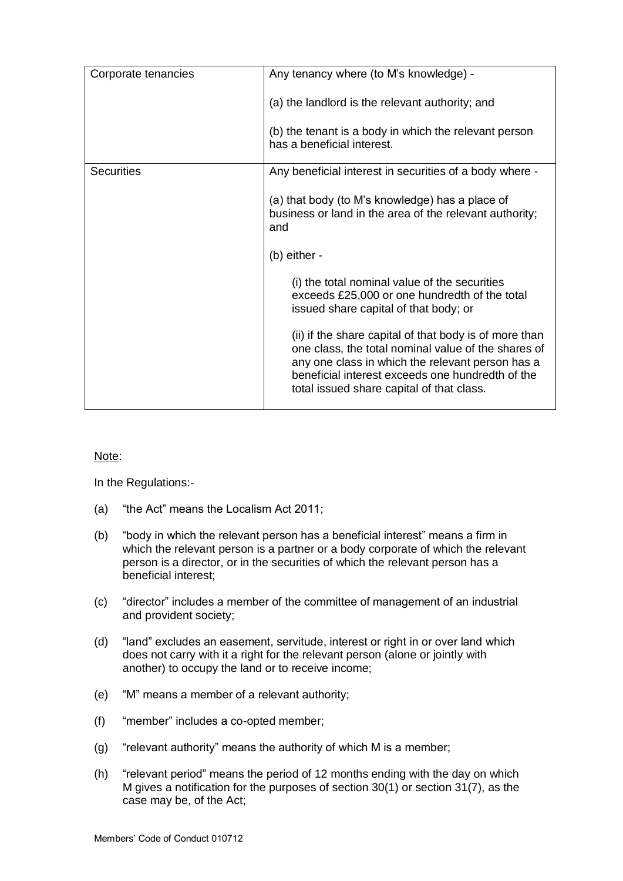| Corporate tenancies | Any tenancy where (to M's knowledge) -<br><br>(a) the landlord is the relevant authority; and<br><br>(b) the tenant is a body in which the relevant person has a beneficial interest. |
|---|---|
| Securities | Any beneficial interest in securities of a body where -<br><br>(a) that body (to M's knowledge) has a place of business or land in the area of the relevant authority; and<br><br>(b) either -<br><br>(i) the total nominal value of the securities exceeds £25,000 or one hundredth of the total issued share capital of that body; or<br><br>(ii) if the share capital of that body is of more than one class, the total nominal value of the shares of any one class in which the relevant person has a beneficial interest exceeds one hundredth of the total issued share capital of that class. |

Note:

In the Regulations:-

(a) "the Act" means the Localism Act 2011;

(b) "body in which the relevant person has a beneficial interest" means a firm in which the relevant person is a partner or a body corporate of which the relevant person is a director, or in the securities of which the relevant person has a beneficial interest;

(c) "director" includes a member of the committee of management of an industrial and provident society;

(d) "land" excludes an easement, servitude, interest or right in or over land which does not carry with it a right for the relevant person (alone or jointly with another) to occupy the land or to receive income;

(e) "M" means a member of a relevant authority;

(f) "member" includes a co-opted member;

(g) "relevant authority" means the authority of which M is a member;

(h) "relevant period" means the period of 12 months ending with the day on which M gives a notification for the purposes of section 30(1) or section 31(7), as the case may be, of the Act;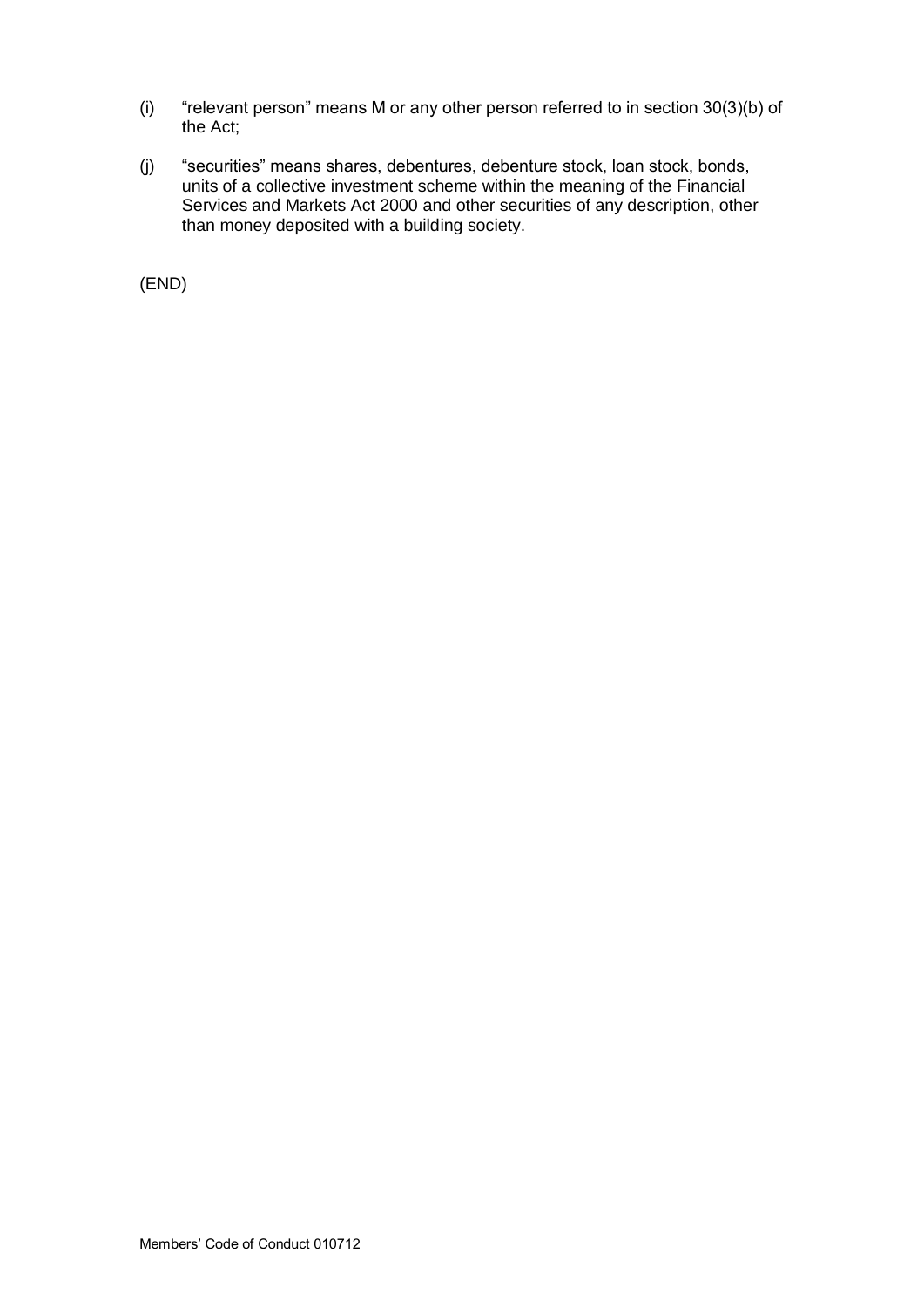(i) "relevant person" means M or any other person referred to in section 30(3)(b) of the Act;

(j) "securities" means shares, debentures, debenture stock, loan stock, bonds, units of a collective investment scheme within the meaning of the Financial Services and Markets Act 2000 and other securities of any description, other than money deposited with a building society.

(END)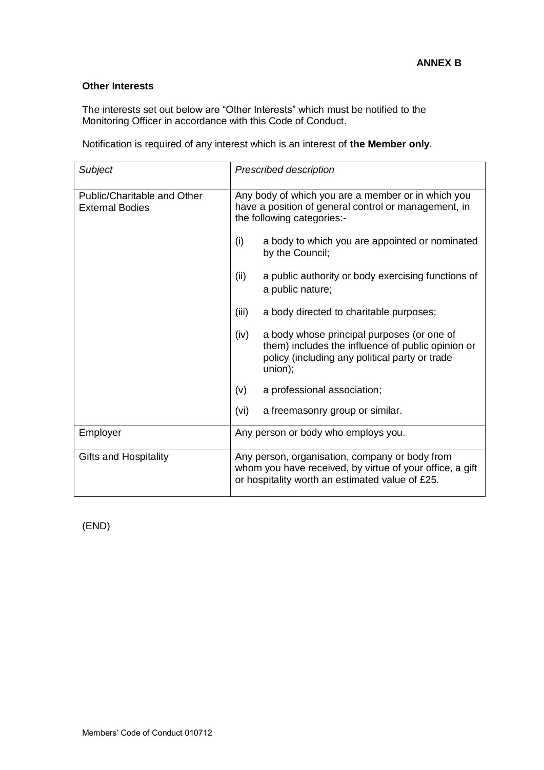**ANNEX B**

**Other Interests**

The interests set out below are "Other Interests" which must be notified to the Monitoring Officer in accordance with this Code of Conduct.

Notification is required of any interest which is an interest of **the Member only**.

| *Subject* | *Prescribed description* |
|---|---|
| Public/Charitable and Other External Bodies | Any body of which you are a member or in which you have a position of general control or management, in the following categories:-<br><br>(i) a body to which you are appointed or nominated by the Council;<br><br>(ii) a public authority or body exercising functions of a public nature;<br><br>(iii) a body directed to charitable purposes;<br><br>(iv) a body whose principal purposes (or one of them) includes the influence of public opinion or policy (including any political party or trade union);<br><br>(v) a professional association;<br><br>(vi) a freemasonry group or similar. |
| Employer | Any person or body who employs you. |
| Gifts and Hospitality | Any person, organisation, company or body from whom you have received, by virtue of your office, a gift or hospitality worth an estimated value of £25. |

(END)

Members' Code of Conduct 010712